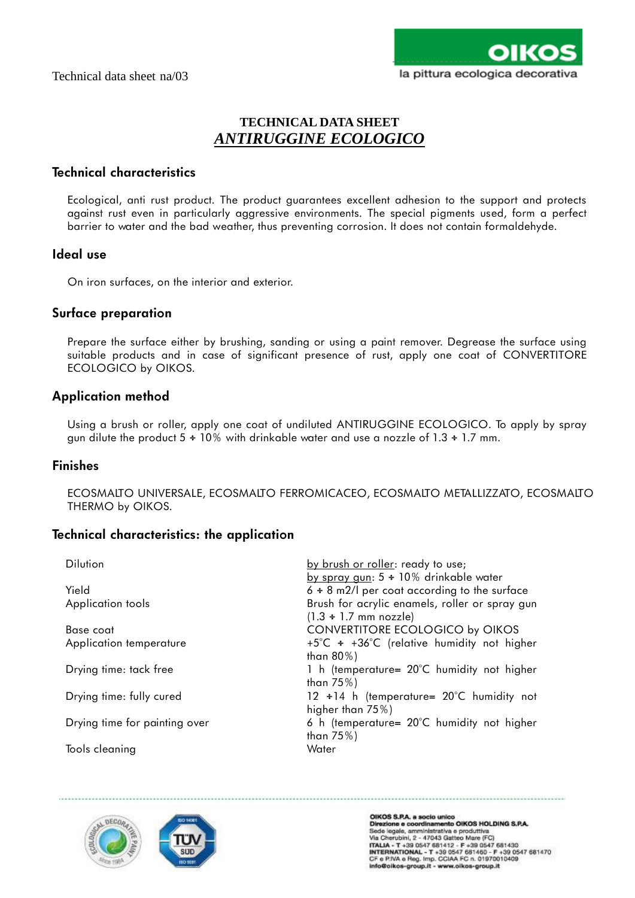Technical data sheet na/03

# TECHNICAL DATA SHEET

## *ANTIRUGGINE ECOLOGICO*

### Technical characteristics

Ecological, anti rust product. The product guarantees excellent adhesion to the support and protects against rust even in particularly aggressive environments. The special pigments used, form a perfect barrier to water and the bad weather, thus preventing corrosion. It does not contain formaldehyde.

### Ideal use

On iron surfaces, on the interior and exterior.

### Surface preparation

Prepare the surface either by brushing, sanding or using a paint remover. Degrease the surface using suitable products and in case of significant presence of rust, apply one coat of CONVERTITORE ECOLOGICO by OIKOS.

### Application method

Using a brush or roller, apply one coat of undiluted ANTIRUGGINE ECOLOGICO. To apply by spray gun dilute the product 5 ÷ 10% with drinkable water and use a nozzle of 1.3 ÷ 1.7 mm.

### Finishes

ECOSMALTO UNIVERSALE, ECOSMALTO FERROMICACEO, ECOSMALTO METALLIZZATO, ECOSMALTO THERMO by OIKOS.

### Technical characteristics: the application

| | |
|---|---|
| Dilution | by brush or roller: ready to use; by spray gun: 5 ÷ 10% drinkable water |
| Yield | 6 ÷ 8 m2/l per coat according to the surface |
| Application tools | Brush for acrylic enamels, roller or spray gun (1.3 ÷ 1.7 mm nozzle) |
| Base coat | CONVERTITORE ECOLOGICO by OIKOS |
| Application temperature | +5°C ÷ +36°C (relative humidity not higher than 80%) |
| Drying time: tack free | 1 h (temperature= 20°C humidity not higher than 75%) |
| Drying time: fully cured | 12 ÷14 h (temperature= 20°C humidity not higher than 75%) |
| Drying time for painting over | 6 h (temperature= 20°C humidity not higher than 75%) |
| Tools cleaning | Water |

OIKOS S.P.A. a socio unico
Direzione e coordinamento OIKOS HOLDING S.P.A.
Sede legale, amministrativa e produttiva
Via Cherubini, 2 - 47043 Gatteo Mare (FC)
ITALIA - T +39 0547 681412 - F +39 0547 681430
INTERNATIONAL - T +39 0547 681460 - F +39 0547 681470
CF e P.IVA e Reg. Imp. CCIAA FC n. 01970010409
info@oikos-group.it - www.oikos-group.it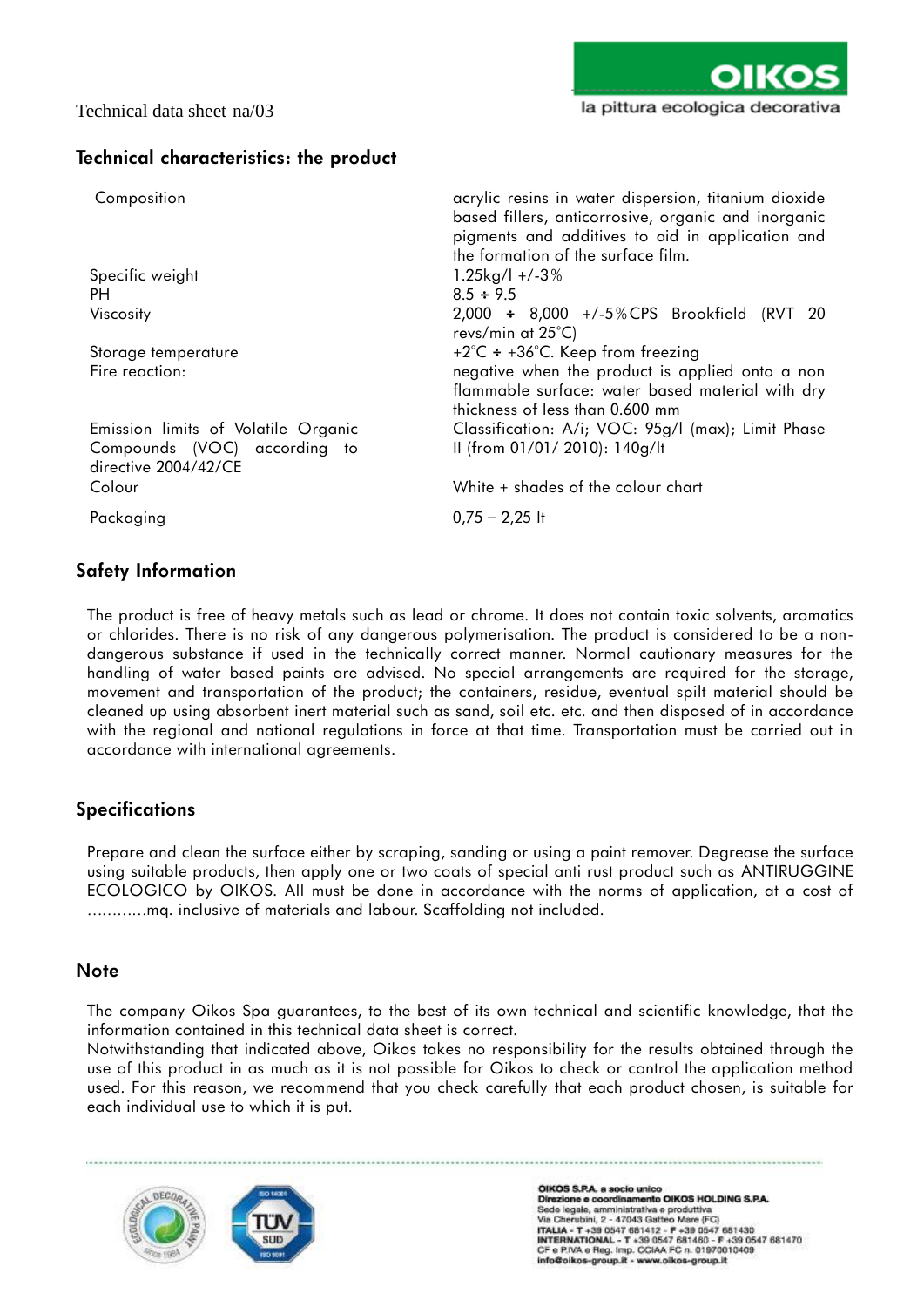Technical data sheet na/03

## Technical characteristics: the product

| | |
|---|---|
| Composition | acrylic resins in water dispersion, titanium dioxide based fillers, anticorrosive, organic and inorganic pigments and additives to aid in application and the formation of the surface film. |
| Specific weight | 1.25kg/l +/-3% |
| PH | 8.5 ÷ 9.5 |
| Viscosity | 2,000 ÷ 8,000 +/-5%CPS Brookfield (RVT 20 revs/min at 25°C) |
| Storage temperature | +2°C ÷ +36°C. Keep from freezing |
| Fire reaction: | negative when the product is applied onto a non flammable surface: water based material with dry thickness of less than 0.600 mm |
| Emission limits of Volatile Organic Compounds (VOC) according to directive 2004/42/CE | Classification: A/i; VOC: 95g/l (max); Limit Phase II (from 01/01/ 2010): 140g/lt |
| Colour | White + shades of the colour chart |
| Packaging | 0,75 – 2,25 lt |

## Safety Information

The product is free of heavy metals such as lead or chrome. It does not contain toxic solvents, aromatics or chlorides. There is no risk of any dangerous polymerisation. The product is considered to be a non-dangerous substance if used in the technically correct manner. Normal cautionary measures for the handling of water based paints are advised. No special arrangements are required for the storage, movement and transportation of the product; the containers, residue, eventual spilt material should be cleaned up using absorbent inert material such as sand, soil etc. etc. and then disposed of in accordance with the regional and national regulations in force at that time. Transportation must be carried out in accordance with international agreements.

## Specifications

Prepare and clean the surface either by scraping, sanding or using a paint remover. Degrease the surface using suitable products, then apply one or two coats of special anti rust product such as ANTIRUGGINE ECOLOGICO by OIKOS. All must be done in accordance with the norms of application, at a cost of …………mq. inclusive of materials and labour. Scaffolding not included.

## Note

The company Oikos Spa guarantees, to the best of its own technical and scientific knowledge, that the information contained in this technical data sheet is correct.
Notwithstanding that indicated above, Oikos takes no responsibility for the results obtained through the use of this product in as much as it is not possible for Oikos to check or control the application method used. For this reason, we recommend that you check carefully that each product chosen, is suitable for each individual use to which it is put.

**OIKOS S.P.A. a socio unico**
**Direzione e coordinamento OIKOS HOLDING S.P.A.**
Sede legale, amministrativa e produttiva
Via Cherubini, 2 - 47043 Gatteo Mare (FC)
**ITALIA** - T +39 0547 681412 - F +39 0547 681430
**INTERNATIONAL** - T +39 0547 681460 - F +39 0547 681470
CF e P.IVA e Reg. Imp. CCIAA FC n. 01970010409
**info@oikos-group.it - www.oikos-group.it**